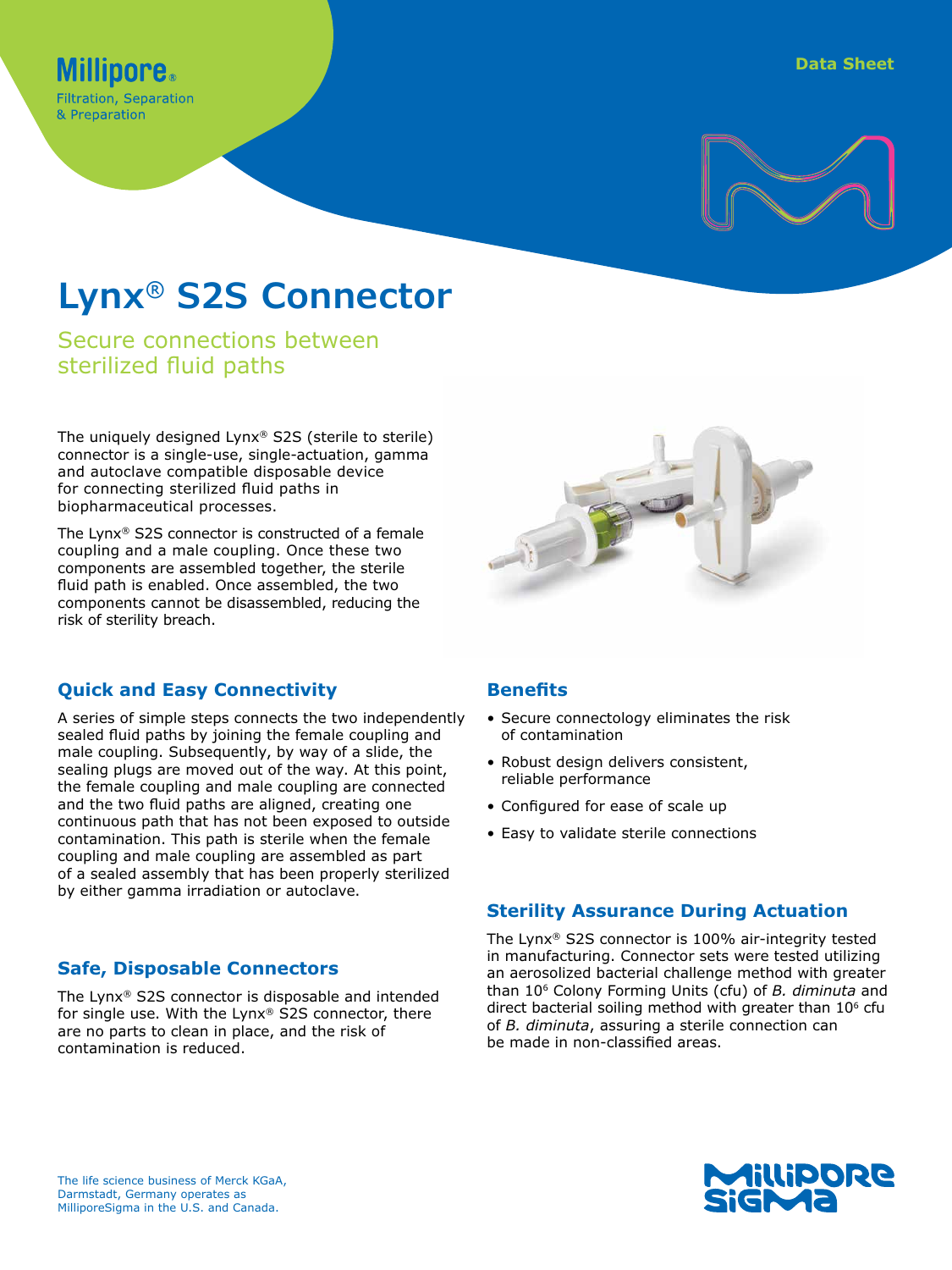Millipore®
Filtration, Separation
& Preparation

Data Sheet

# Lynx® S2S Connector

## Secure connections between sterilized fluid paths

The uniquely designed Lynx® S2S (sterile to sterile) connector is a single-use, single-actuation, gamma and autoclave compatible disposable device for connecting sterilized fluid paths in biopharmaceutical processes.

The Lynx® S2S connector is constructed of a female coupling and a male coupling. Once these two components are assembled together, the sterile fluid path is enabled. Once assembled, the two components cannot be disassembled, reducing the risk of sterility breach.

### Quick and Easy Connectivity

A series of simple steps connects the two independently sealed fluid paths by joining the female coupling and male coupling. Subsequently, by way of a slide, the sealing plugs are moved out of the way. At this point, the female coupling and male coupling are connected and the two fluid paths are aligned, creating one continuous path that has not been exposed to outside contamination. This path is sterile when the female coupling and male coupling are assembled as part of a sealed assembly that has been properly sterilized by either gamma irradiation or autoclave.

### Safe, Disposable Connectors

The Lynx® S2S connector is disposable and intended for single use. With the Lynx® S2S connector, there are no parts to clean in place, and the risk of contamination is reduced.

### Benefits

- Secure connectology eliminates the risk of contamination
- Robust design delivers consistent, reliable performance
- Configured for ease of scale up
- Easy to validate sterile connections

### Sterility Assurance During Actuation

The Lynx® S2S connector is 100% air-integrity tested in manufacturing. Connector sets were tested utilizing an aerosolized bacterial challenge method with greater than $10^6$ Colony Forming Units (cfu) of *B. diminuta* and direct bacterial soiling method with greater than $10^6$ cfu of *B. diminuta*, assuring a sterile connection can be made in non-classified areas.

The life science business of Merck KGaA, Darmstadt, Germany operates as MilliporeSigma in the U.S. and Canada.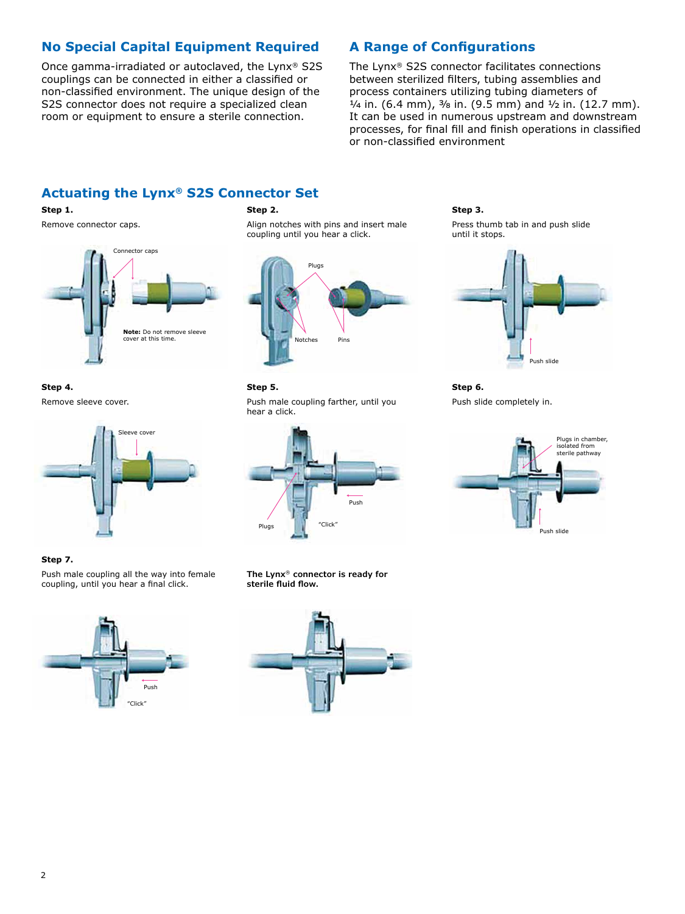## No Special Capital Equipment Required

Once gamma-irradiated or autoclaved, the Lynx® S2S couplings can be connected in either a classified or non-classified environment. The unique design of the S2S connector does not require a specialized clean room or equipment to ensure a sterile connection.

## A Range of Configurations

The Lynx® S2S connector facilitates connections between sterilized filters, tubing assemblies and process containers utilizing tubing diameters of ¼ in. (6.4 mm), ⅜ in. (9.5 mm) and ½ in. (12.7 mm). It can be used in numerous upstream and downstream processes, for final fill and finish operations in classified or non-classified environment

## Actuating the Lynx® S2S Connector Set

**Step 1.**

Remove connector caps.

Connector caps

**Note:** Do not remove sleeve cover at this time.

**Step 2.**

Align notches with pins and insert male coupling until you hear a click.

Plugs

Notches

Pins

**Step 3.**

Press thumb tab in and push slide until it stops.

Push slide

**Step 4.**

Remove sleeve cover.

Sleeve cover

**Step 5.**

Push male coupling farther, until you hear a click.

Push

Plugs

"Click"

**Step 6.**

Push slide completely in.

Plugs in chamber, isolated from sterile pathway

Push slide

**Step 7.**

Push male coupling all the way into female coupling, until you hear a final click.

Push

"Click"

**The Lynx® connector is ready for sterile fluid flow.**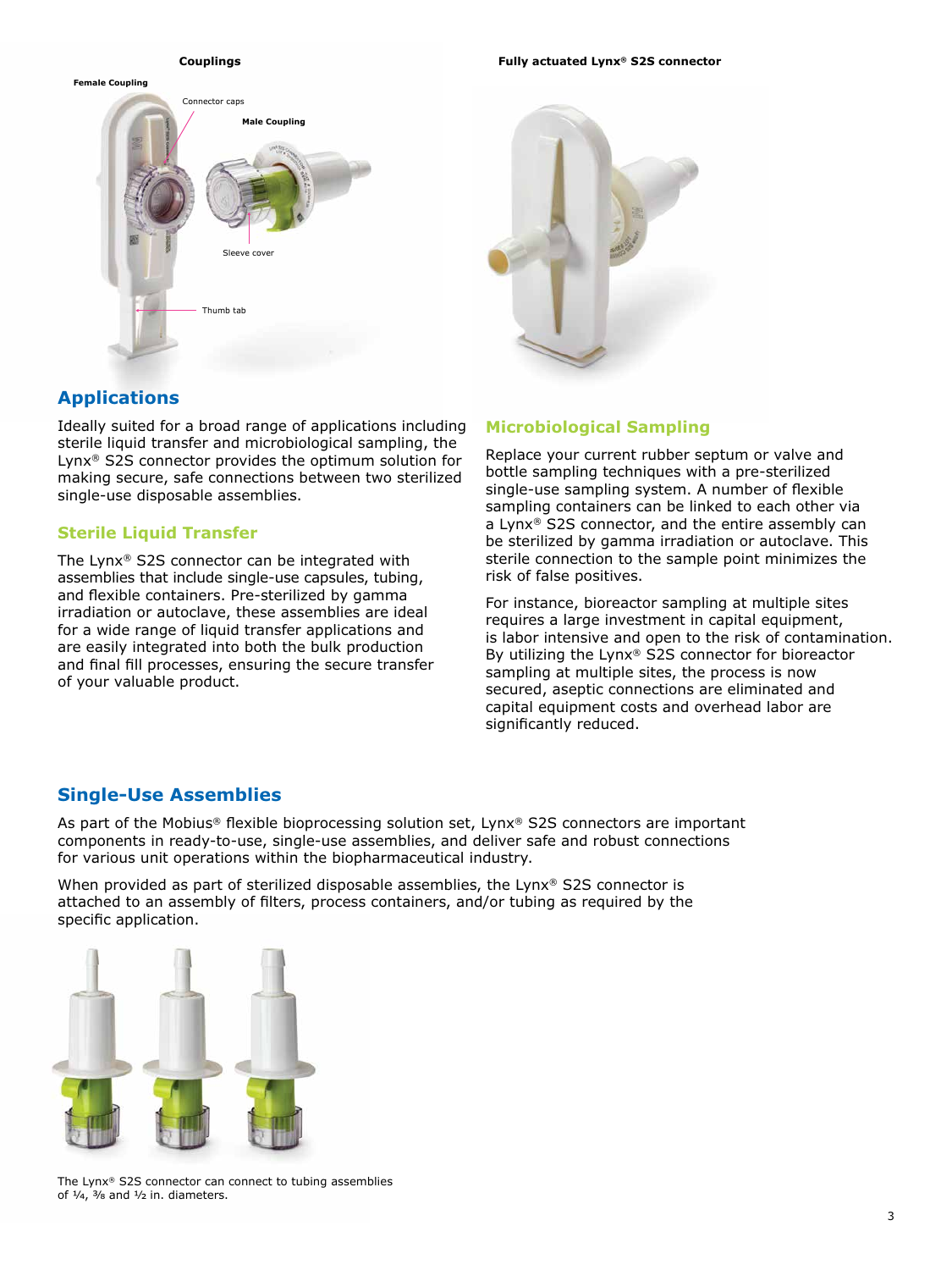Couplings

Female Coupling

Connector caps

Male Coupling

Sleeve cover

Thumb tab

Fully actuated Lynx® S2S connector

## Applications

Ideally suited for a broad range of applications including sterile liquid transfer and microbiological sampling, the Lynx® S2S connector provides the optimum solution for making secure, safe connections between two sterilized single-use disposable assemblies.

### Sterile Liquid Transfer

The Lynx® S2S connector can be integrated with assemblies that include single-use capsules, tubing, and flexible containers. Pre-sterilized by gamma irradiation or autoclave, these assemblies are ideal for a wide range of liquid transfer applications and are easily integrated into both the bulk production and final fill processes, ensuring the secure transfer of your valuable product.

### Microbiological Sampling

Replace your current rubber septum or valve and bottle sampling techniques with a pre-sterilized single-use sampling system. A number of flexible sampling containers can be linked to each other via a Lynx® S2S connector, and the entire assembly can be sterilized by gamma irradiation or autoclave. This sterile connection to the sample point minimizes the risk of false positives.

For instance, bioreactor sampling at multiple sites requires a large investment in capital equipment, is labor intensive and open to the risk of contamination. By utilizing the Lynx® S2S connector for bioreactor sampling at multiple sites, the process is now secured, aseptic connections are eliminated and capital equipment costs and overhead labor are significantly reduced.

## Single-Use Assemblies

As part of the Mobius® flexible bioprocessing solution set, Lynx® S2S connectors are important components in ready-to-use, single-use assemblies, and deliver safe and robust connections for various unit operations within the biopharmaceutical industry.

When provided as part of sterilized disposable assemblies, the Lynx® S2S connector is attached to an assembly of filters, process containers, and/or tubing as required by the specific application.

The Lynx® S2S connector can connect to tubing assemblies of ¼, ⅜ and ½ in. diameters.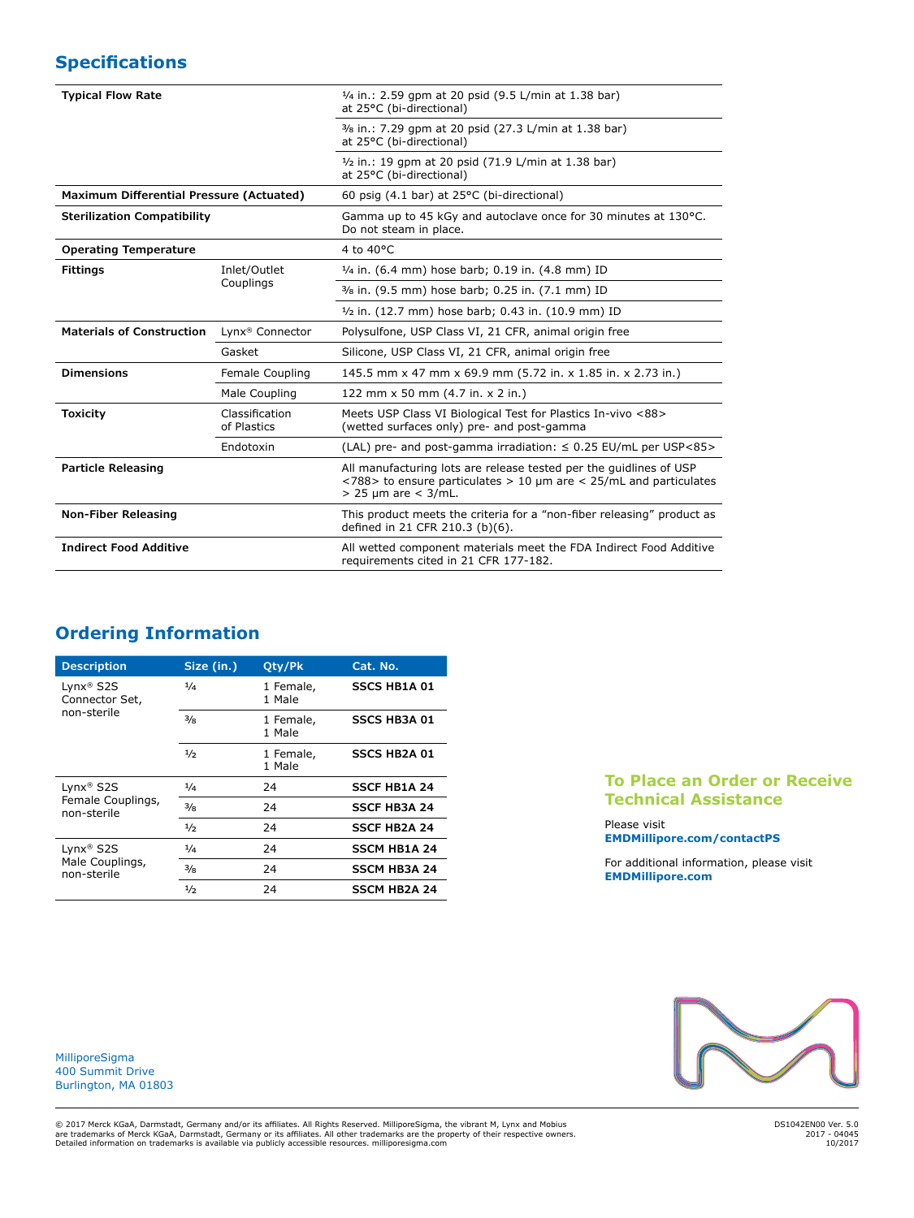## Specifications

| | | |
|---|---|---|
| **Typical Flow Rate** | | ¼ in.: 2.59 gpm at 20 psid (9.5 L/min at 1.38 bar) at 25°C (bi-directional) |
| | | ⅜ in.: 7.29 gpm at 20 psid (27.3 L/min at 1.38 bar) at 25°C (bi-directional) |
| | | ½ in.: 19 gpm at 20 psid (71.9 L/min at 1.38 bar) at 25°C (bi-directional) |
| **Maximum Differential Pressure (Actuated)** | | 60 psig (4.1 bar) at 25°C (bi-directional) |
| **Sterilization Compatibility** | | Gamma up to 45 kGy and autoclave once for 30 minutes at 130°C. Do not steam in place. |
| **Operating Temperature** | | 4 to 40°C |
| **Fittings** | Inlet/Outlet Couplings | ¼ in. (6.4 mm) hose barb; 0.19 in. (4.8 mm) ID |
| | | ⅜ in. (9.5 mm) hose barb; 0.25 in. (7.1 mm) ID |
| | | ½ in. (12.7 mm) hose barb; 0.43 in. (10.9 mm) ID |
| **Materials of Construction** | Lynx® Connector | Polysulfone, USP Class VI, 21 CFR, animal origin free |
| | Gasket | Silicone, USP Class VI, 21 CFR, animal origin free |
| **Dimensions** | Female Coupling | 145.5 mm x 47 mm x 69.9 mm (5.72 in. x 1.85 in. x 2.73 in.) |
| | Male Coupling | 122 mm x 50 mm (4.7 in. x 2 in.) |
| **Toxicity** | Classification of Plastics | Meets USP Class VI Biological Test for Plastics In-vivo <88> (wetted surfaces only) pre- and post-gamma |
| | Endotoxin | (LAL) pre- and post-gamma irradiation: ≤ 0.25 EU/mL per USP<85> |
| **Particle Releasing** | | All manufacturing lots are release tested per the guidlines of USP <788> to ensure particulates > 10 µm are < 25/mL and particulates > 25 µm are < 3/mL. |
| **Non-Fiber Releasing** | | This product meets the criteria for a "non-fiber releasing" product as defined in 21 CFR 210.3 (b)(6). |
| **Indirect Food Additive** | | All wetted component materials meet the FDA Indirect Food Additive requirements cited in 21 CFR 177-182. |

## Ordering Information

| Description | Size (in.) | Qty/Pk | Cat. No. |
|---|---|---|---|
| Lynx® S2S Connector Set, non-sterile | ¼ | 1 Female, 1 Male | **SSCS HB1A 01** |
| | ⅜ | 1 Female, 1 Male | **SSCS HB3A 01** |
| | ½ | 1 Female, 1 Male | **SSCS HB2A 01** |
| Lynx® S2S Female Couplings, non-sterile | ¼ | 24 | **SSCF HB1A 24** |
| | ⅜ | 24 | **SSCF HB3A 24** |
| | ½ | 24 | **SSCF HB2A 24** |
| Lynx® S2S Male Couplings, non-sterile | ¼ | 24 | **SSCM HB1A 24** |
| | ⅜ | 24 | **SSCM HB3A 24** |
| | ½ | 24 | **SSCM HB2A 24** |

### To Place an Order or Receive Technical Assistance

Please visit **EMDMillipore.com/contactPS**

For additional information, please visit **EMDMillipore.com**

MilliporeSigma
400 Summit Drive
Burlington, MA 01803

© 2017 Merck KGaA, Darmstadt, Germany and/or its affiliates. All Rights Reserved. MilliporeSigma, the vibrant M, Lynx and Mobius are trademarks of Merck KGaA, Darmstadt, Germany or its affiliates. All other trademarks are the property of their respective owners. Detailed information on trademarks is available via publicly accessible resources. milliporesigma.com

DS1042EN00 Ver. 5.0
2017 - 04045
10/2017